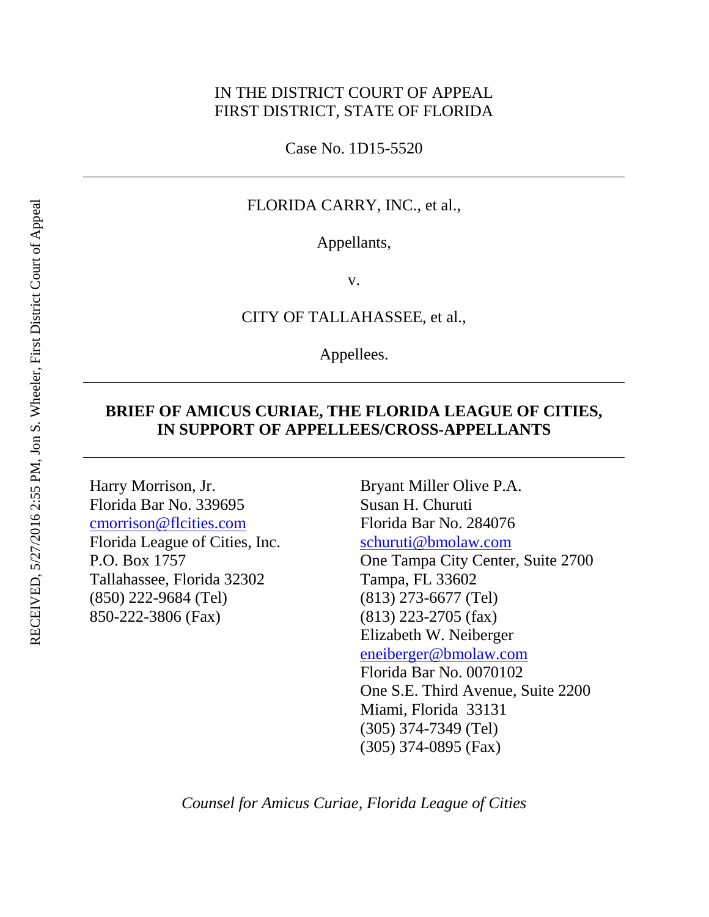IN THE DISTRICT COURT OF APPEAL
FIRST DISTRICT, STATE OF FLORIDA

Case No. 1D15-5520

---

FLORIDA CARRY, INC., et al.,

Appellants,

v.

CITY OF TALLAHASSEE, et al.,

Appellees.

---

**BRIEF OF AMICUS CURIAE, THE FLORIDA LEAGUE OF CITIES, IN SUPPORT OF APPELLEES/CROSS-APPELLANTS**

---

Harry Morrison, Jr.
Florida Bar No. 339695
cmorrison@flcities.com
Florida League of Cities, Inc.
P.O. Box 1757
Tallahassee, Florida 32302
(850) 222-9684 (Tel)
850-222-3806 (Fax)

Bryant Miller Olive P.A.
Susan H. Churuti
Florida Bar No. 284076
schuruti@bmolaw.com
One Tampa City Center, Suite 2700
Tampa, FL 33602
(813) 273-6677 (Tel)
(813) 223-2705 (fax)
Elizabeth W. Neiberger
eneiberger@bmolaw.com
Florida Bar No. 0070102
One S.E. Third Avenue, Suite 2200
Miami, Florida 33131
(305) 374-7349 (Tel)
(305) 374-0895 (Fax)

*Counsel for Amicus Curiae, Florida League of Cities*

RECEIVED, 5/27/2016 2:55 PM, Jon S. Wheeler, First District Court of Appeal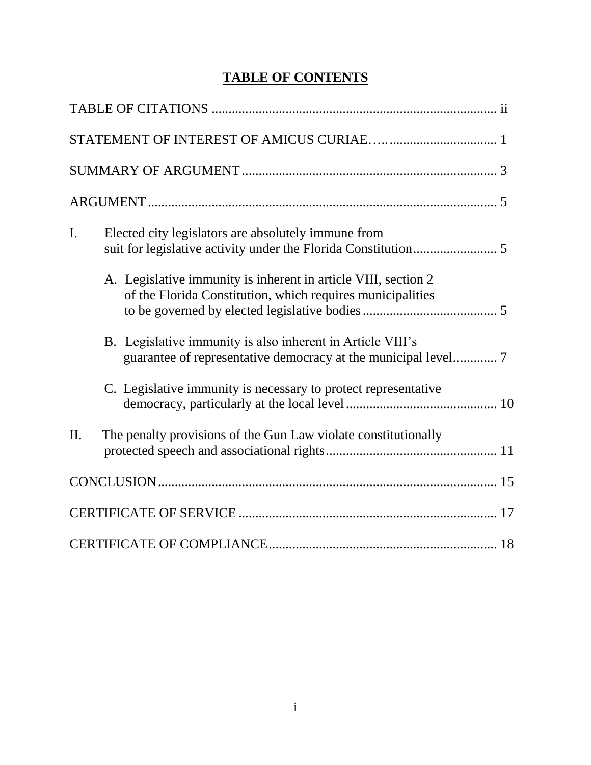# TABLE OF CONTENTS

TABLE OF CITATIONS ..................................................................................... ii

STATEMENT OF INTEREST OF AMICUS CURIAE…….............................. 1

SUMMARY OF ARGUMENT ........................................................................... 3

ARGUMENT ....................................................................................................... 5

I. Elected city legislators are absolutely immune from suit for legislative activity under the Florida Constitution ......................... 5

   A. Legislative immunity is inherent in article VIII, section 2 of the Florida Constitution, which requires municipalities to be governed by elected legislative bodies ........................................ 5

   B. Legislative immunity is also inherent in Article VIII's guarantee of representative democracy at the municipal level............ 7

   C. Legislative immunity is necessary to protect representative democracy, particularly at the local level ............................................. 10

II. The penalty provisions of the Gun Law violate constitutionally protected speech and associational rights................................................... 11

CONCLUSION ..................................................................................................... 15

CERTIFICATE OF SERVICE ............................................................................. 17

CERTIFICATE OF COMPLIANCE .................................................................... 18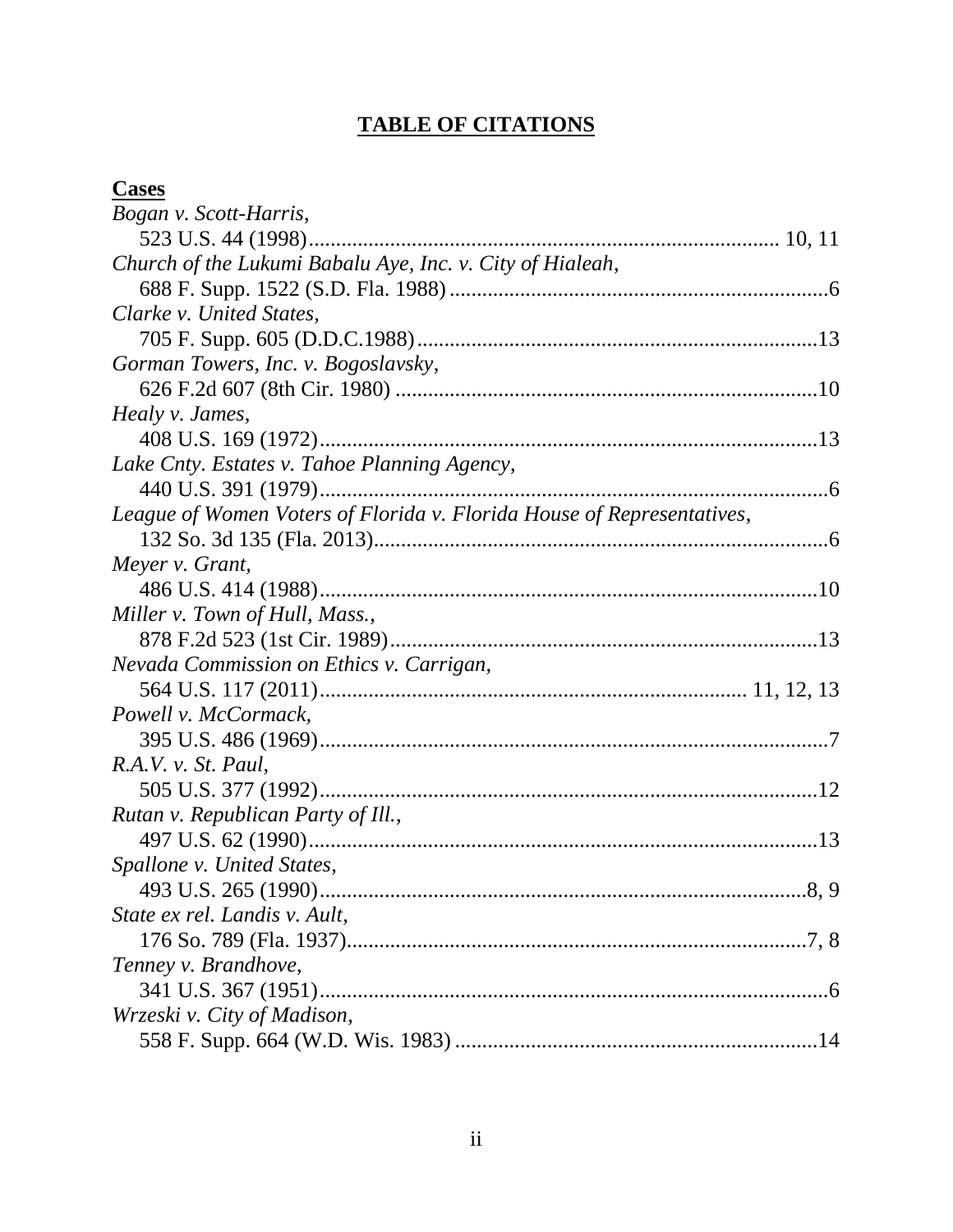# TABLE OF CITATIONS

## Cases

*Bogan v. Scott-Harris*,
523 U.S. 44 (1998).................................................................................... 10, 11

*Church of the Lukumi Babalu Aye, Inc. v. City of Hialeah*,
688 F. Supp. 1522 (S.D. Fla. 1988) .....................................................................6

*Clarke v. United States*,
705 F. Supp. 605 (D.D.C.1988).........................................................................13

*Gorman Towers, Inc. v. Bogoslavsky*,
626 F.2d 607 (8th Cir. 1980) ..............................................................................10

*Healy v. James*,
408 U.S. 169 (1972)...........................................................................................13

*Lake Cnty. Estates v. Tahoe Planning Agency*,
440 U.S. 391 (1979).............................................................................................6

*League of Women Voters of Florida v. Florida House of Representatives*,
132 So. 3d 135 (Fla. 2013)...................................................................................6

*Meyer v. Grant*,
486 U.S. 414 (1988)...........................................................................................10

*Miller v. Town of Hull, Mass.*,
878 F.2d 523 (1st Cir. 1989)...............................................................................13

*Nevada Commission on Ethics v. Carrigan*,
564 U.S. 117 (2011)............................................................................ 11, 12, 13

*Powell v. McCormack*,
395 U.S. 486 (1969).............................................................................................7

*R.A.V. v. St. Paul*,
505 U.S. 377 (1992)...........................................................................................12

*Rutan v. Republican Party of Ill.*,
497 U.S. 62 (1990).............................................................................................13

*Spallone v. United States*,
493 U.S. 265 (1990)..........................................................................................8, 9

*State ex rel. Landis v. Ault*,
176 So. 789 (Fla. 1937).....................................................................................7, 8

*Tenney v. Brandhove*,
341 U.S. 367 (1951).............................................................................................6

*Wrzeski v. City of Madison*,
558 F. Supp. 664 (W.D. Wis. 1983) ...................................................................14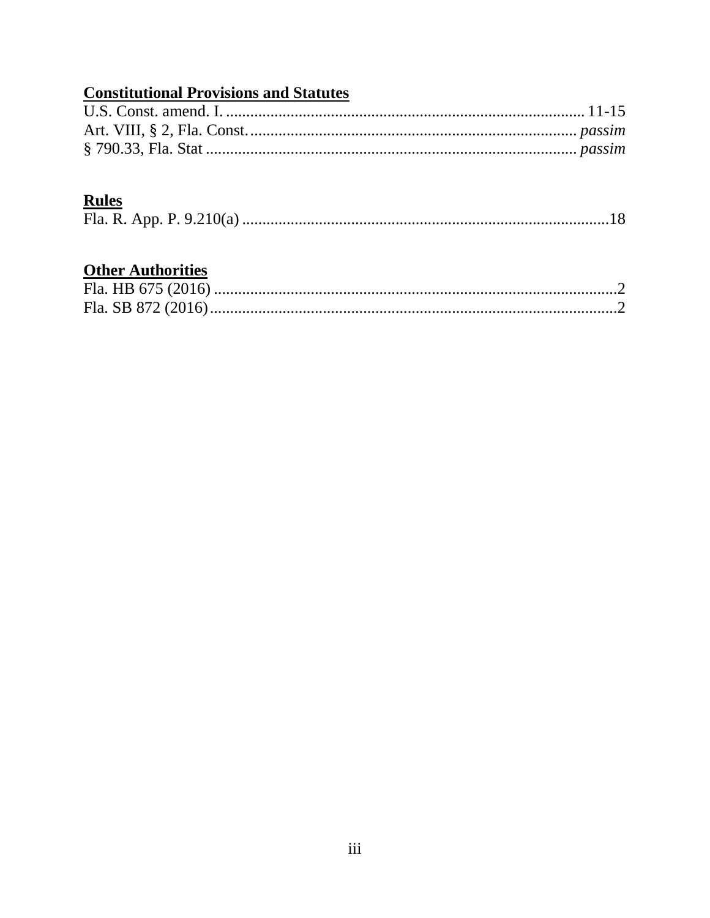**Constitutional Provisions and Statutes**

U.S. Const. amend. I. ........................................................................................ 11-15
Art. VIII, § 2, Fla. Const. ................................................................................ *passim*
§ 790.33, Fla. Stat ........................................................................................... *passim*

**Rules**

Fla. R. App. P. 9.210(a) ...........................................................................................18

**Other Authorities**

Fla. HB 675 (2016) ....................................................................................................2
Fla. SB 872 (2016) ......................................................................................................2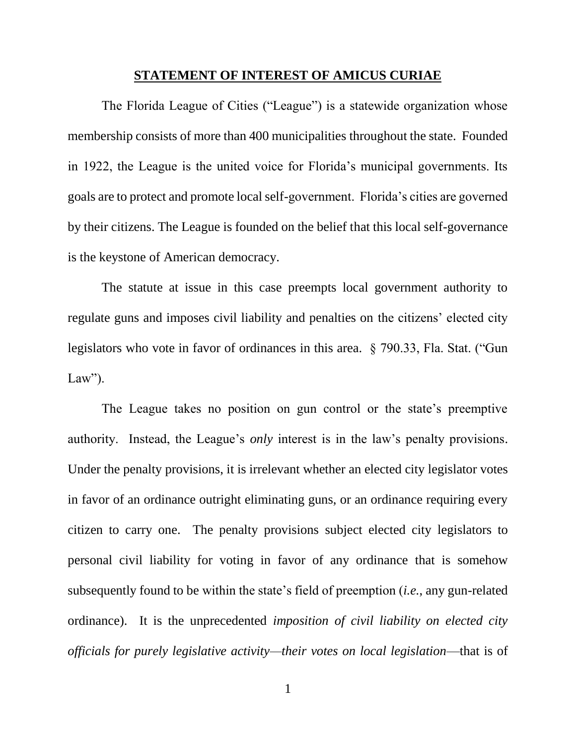## STATEMENT OF INTEREST OF AMICUS CURIAE

The Florida League of Cities ("League") is a statewide organization whose membership consists of more than 400 municipalities throughout the state. Founded in 1922, the League is the united voice for Florida's municipal governments. Its goals are to protect and promote local self-government. Florida's cities are governed by their citizens. The League is founded on the belief that this local self-governance is the keystone of American democracy.

The statute at issue in this case preempts local government authority to regulate guns and imposes civil liability and penalties on the citizens' elected city legislators who vote in favor of ordinances in this area. § 790.33, Fla. Stat. ("Gun Law").

The League takes no position on gun control or the state's preemptive authority. Instead, the League's *only* interest is in the law's penalty provisions. Under the penalty provisions, it is irrelevant whether an elected city legislator votes in favor of an ordinance outright eliminating guns, or an ordinance requiring every citizen to carry one. The penalty provisions subject elected city legislators to personal civil liability for voting in favor of any ordinance that is somehow subsequently found to be within the state's field of preemption (*i.e.*, any gun-related ordinance). It is the unprecedented *imposition of civil liability on elected city officials for purely legislative activity—their votes on local legislation*—that is of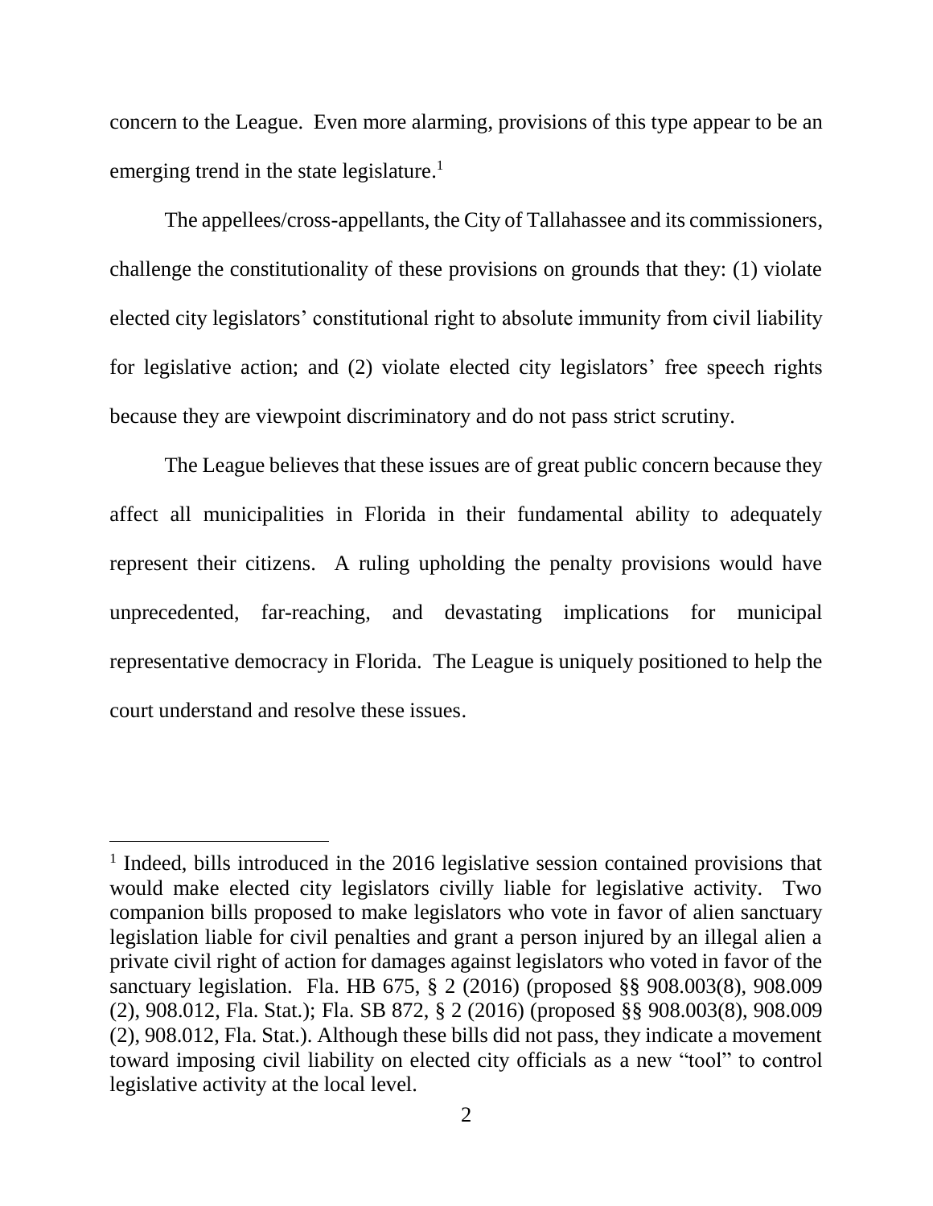concern to the League. Even more alarming, provisions of this type appear to be an emerging trend in the state legislature.[1]

The appellees/cross-appellants, the City of Tallahassee and its commissioners, challenge the constitutionality of these provisions on grounds that they: (1) violate elected city legislators' constitutional right to absolute immunity from civil liability for legislative action; and (2) violate elected city legislators' free speech rights because they are viewpoint discriminatory and do not pass strict scrutiny.

The League believes that these issues are of great public concern because they affect all municipalities in Florida in their fundamental ability to adequately represent their citizens. A ruling upholding the penalty provisions would have unprecedented, far-reaching, and devastating implications for municipal representative democracy in Florida. The League is uniquely positioned to help the court understand and resolve these issues.

---

[1] Indeed, bills introduced in the 2016 legislative session contained provisions that would make elected city legislators civilly liable for legislative activity. Two companion bills proposed to make legislators who vote in favor of alien sanctuary legislation liable for civil penalties and grant a person injured by an illegal alien a private civil right of action for damages against legislators who voted in favor of the sanctuary legislation. Fla. HB 675, § 2 (2016) (proposed §§ 908.003(8), 908.009 (2), 908.012, Fla. Stat.); Fla. SB 872, § 2 (2016) (proposed §§ 908.003(8), 908.009 (2), 908.012, Fla. Stat.). Although these bills did not pass, they indicate a movement toward imposing civil liability on elected city officials as a new "tool" to control legislative activity at the local level.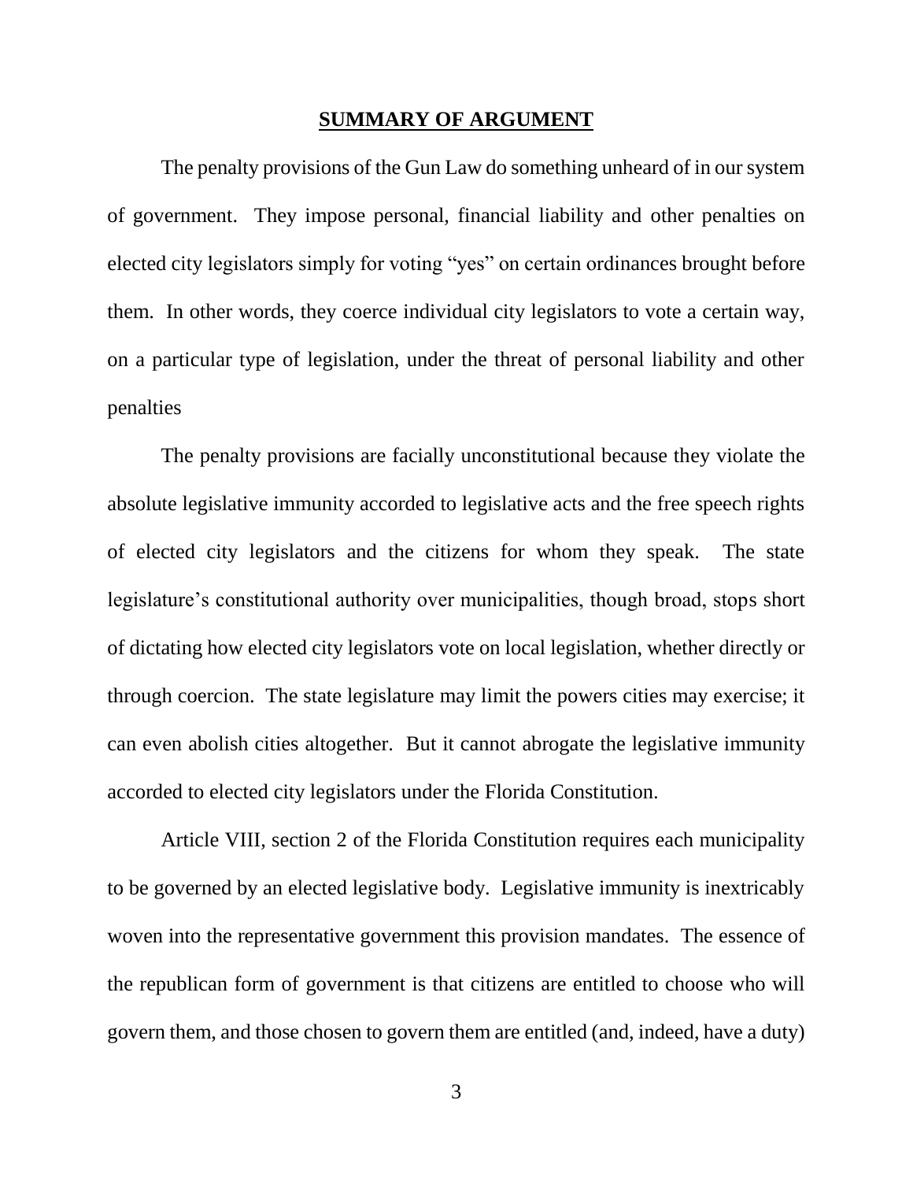## SUMMARY OF ARGUMENT

The penalty provisions of the Gun Law do something unheard of in our system of government. They impose personal, financial liability and other penalties on elected city legislators simply for voting "yes" on certain ordinances brought before them. In other words, they coerce individual city legislators to vote a certain way, on a particular type of legislation, under the threat of personal liability and other penalties

The penalty provisions are facially unconstitutional because they violate the absolute legislative immunity accorded to legislative acts and the free speech rights of elected city legislators and the citizens for whom they speak. The state legislature's constitutional authority over municipalities, though broad, stops short of dictating how elected city legislators vote on local legislation, whether directly or through coercion. The state legislature may limit the powers cities may exercise; it can even abolish cities altogether. But it cannot abrogate the legislative immunity accorded to elected city legislators under the Florida Constitution.

Article VIII, section 2 of the Florida Constitution requires each municipality to be governed by an elected legislative body. Legislative immunity is inextricably woven into the representative government this provision mandates. The essence of the republican form of government is that citizens are entitled to choose who will govern them, and those chosen to govern them are entitled (and, indeed, have a duty)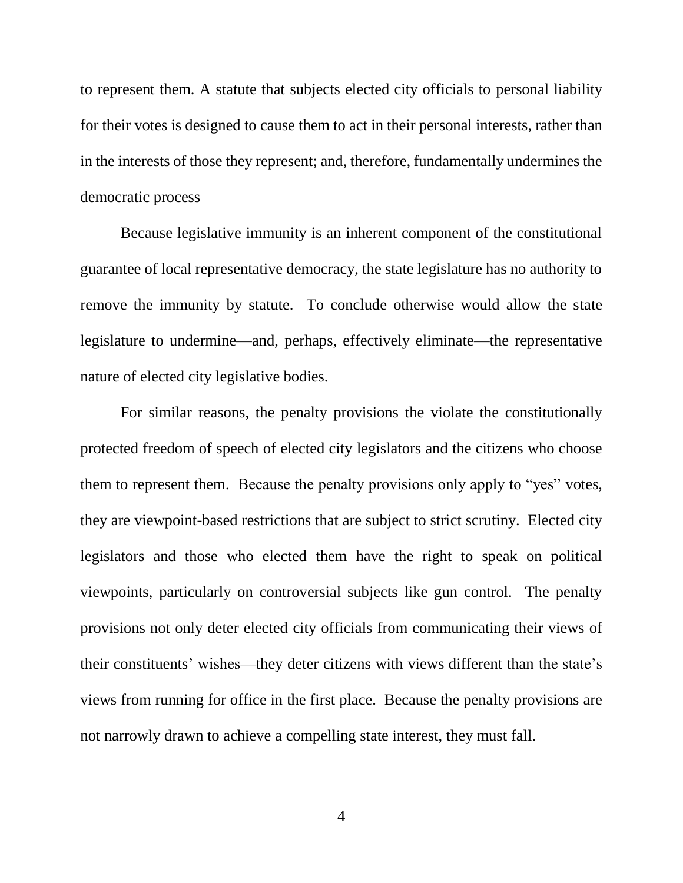to represent them. A statute that subjects elected city officials to personal liability for their votes is designed to cause them to act in their personal interests, rather than in the interests of those they represent; and, therefore, fundamentally undermines the democratic process

Because legislative immunity is an inherent component of the constitutional guarantee of local representative democracy, the state legislature has no authority to remove the immunity by statute. To conclude otherwise would allow the state legislature to undermine—and, perhaps, effectively eliminate—the representative nature of elected city legislative bodies.

For similar reasons, the penalty provisions the violate the constitutionally protected freedom of speech of elected city legislators and the citizens who choose them to represent them. Because the penalty provisions only apply to "yes" votes, they are viewpoint-based restrictions that are subject to strict scrutiny. Elected city legislators and those who elected them have the right to speak on political viewpoints, particularly on controversial subjects like gun control. The penalty provisions not only deter elected city officials from communicating their views of their constituents' wishes—they deter citizens with views different than the state's views from running for office in the first place. Because the penalty provisions are not narrowly drawn to achieve a compelling state interest, they must fall.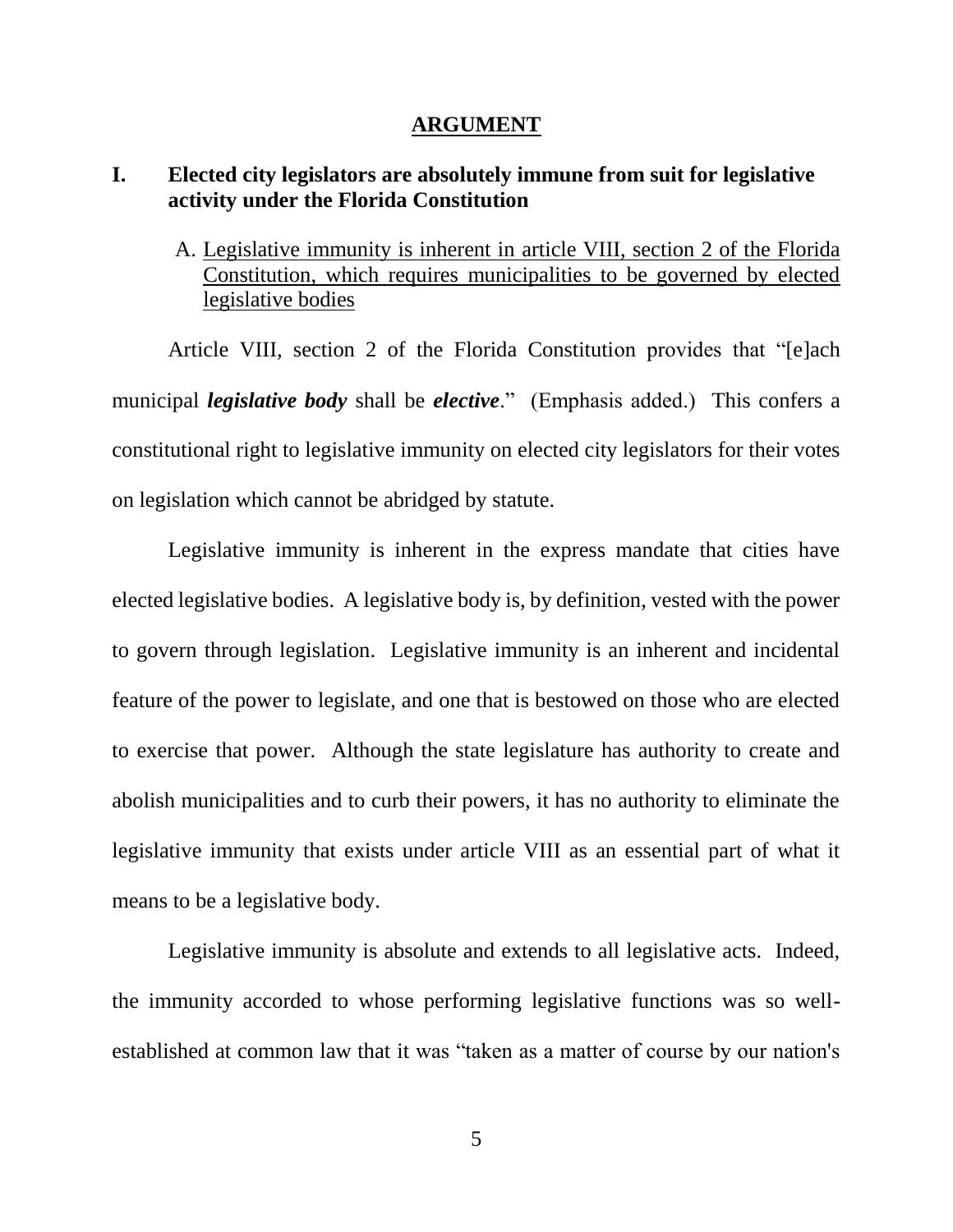# ARGUMENT

## I. Elected city legislators are absolutely immune from suit for legislative activity under the Florida Constitution

### A. <u>Legislative immunity is inherent in article VIII, section 2 of the Florida Constitution, which requires municipalities to be governed by elected legislative bodies</u>

Article VIII, section 2 of the Florida Constitution provides that "[e]ach municipal ***legislative body*** shall be ***elective***." (Emphasis added.) This confers a constitutional right to legislative immunity on elected city legislators for their votes on legislation which cannot be abridged by statute.

Legislative immunity is inherent in the express mandate that cities have elected legislative bodies. A legislative body is, by definition, vested with the power to govern through legislation. Legislative immunity is an inherent and incidental feature of the power to legislate, and one that is bestowed on those who are elected to exercise that power. Although the state legislature has authority to create and abolish municipalities and to curb their powers, it has no authority to eliminate the legislative immunity that exists under article VIII as an essential part of what it means to be a legislative body.

Legislative immunity is absolute and extends to all legislative acts. Indeed, the immunity accorded to whose performing legislative functions was so well-established at common law that it was "taken as a matter of course by our nation's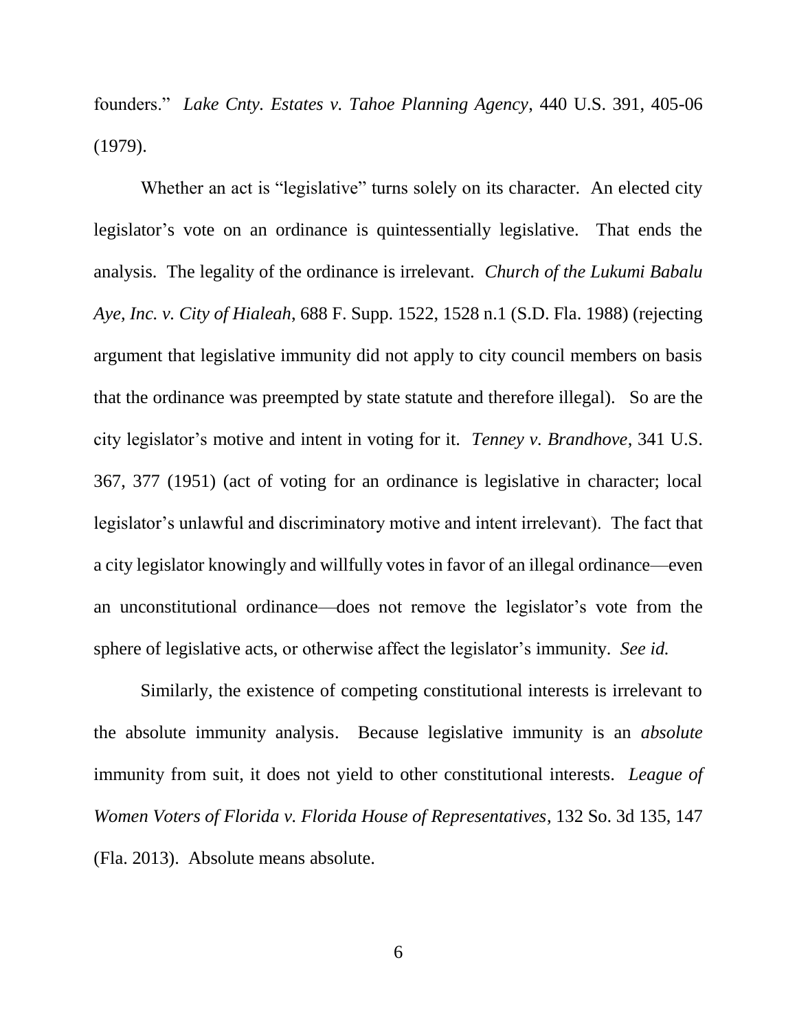founders." *Lake Cnty. Estates v. Tahoe Planning Agency*, 440 U.S. 391, 405-06 (1979).

Whether an act is "legislative" turns solely on its character. An elected city legislator's vote on an ordinance is quintessentially legislative. That ends the analysis. The legality of the ordinance is irrelevant. *Church of the Lukumi Babalu Aye, Inc. v. City of Hialeah*, 688 F. Supp. 1522, 1528 n.1 (S.D. Fla. 1988) (rejecting argument that legislative immunity did not apply to city council members on basis that the ordinance was preempted by state statute and therefore illegal). So are the city legislator's motive and intent in voting for it. *Tenney v. Brandhove*, 341 U.S. 367, 377 (1951) (act of voting for an ordinance is legislative in character; local legislator's unlawful and discriminatory motive and intent irrelevant). The fact that a city legislator knowingly and willfully votes in favor of an illegal ordinance—even an unconstitutional ordinance—does not remove the legislator's vote from the sphere of legislative acts, or otherwise affect the legislator's immunity. *See id.*

Similarly, the existence of competing constitutional interests is irrelevant to the absolute immunity analysis. Because legislative immunity is an *absolute* immunity from suit, it does not yield to other constitutional interests. *League of Women Voters of Florida v. Florida House of Representatives*, 132 So. 3d 135, 147 (Fla. 2013). Absolute means absolute.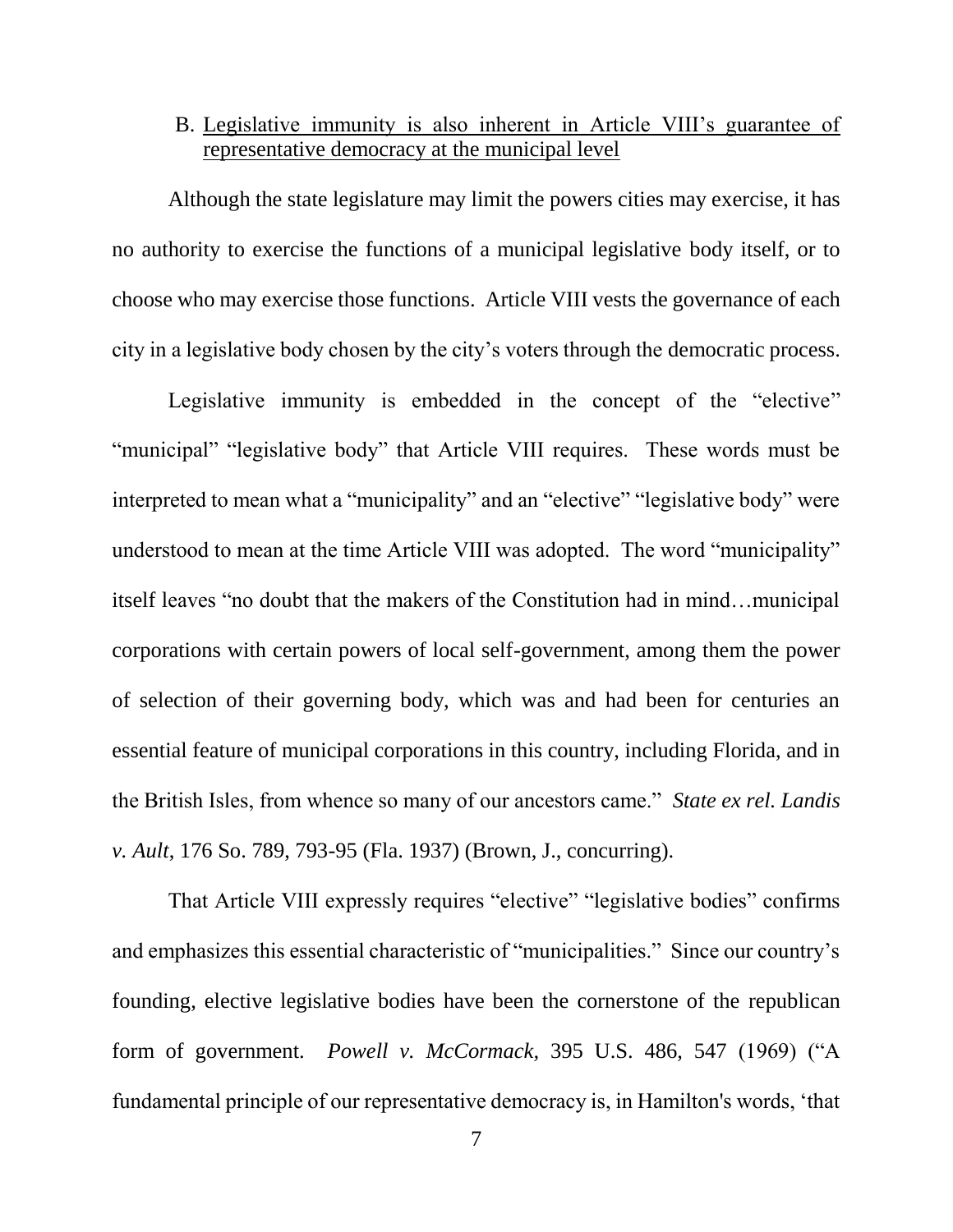B. Legislative immunity is also inherent in Article VIII's guarantee of representative democracy at the municipal level

Although the state legislature may limit the powers cities may exercise, it has no authority to exercise the functions of a municipal legislative body itself, or to choose who may exercise those functions. Article VIII vests the governance of each city in a legislative body chosen by the city's voters through the democratic process.

Legislative immunity is embedded in the concept of the "elective" "municipal" "legislative body" that Article VIII requires. These words must be interpreted to mean what a "municipality" and an "elective" "legislative body" were understood to mean at the time Article VIII was adopted. The word "municipality" itself leaves "no doubt that the makers of the Constitution had in mind…municipal corporations with certain powers of local self-government, among them the power of selection of their governing body, which was and had been for centuries an essential feature of municipal corporations in this country, including Florida, and in the British Isles, from whence so many of our ancestors came." *State ex rel. Landis v. Ault*, 176 So. 789, 793-95 (Fla. 1937) (Brown, J., concurring).

That Article VIII expressly requires "elective" "legislative bodies" confirms and emphasizes this essential characteristic of "municipalities." Since our country's founding, elective legislative bodies have been the cornerstone of the republican form of government. *Powell v. McCormack*, 395 U.S. 486, 547 (1969) ("A fundamental principle of our representative democracy is, in Hamilton's words, 'that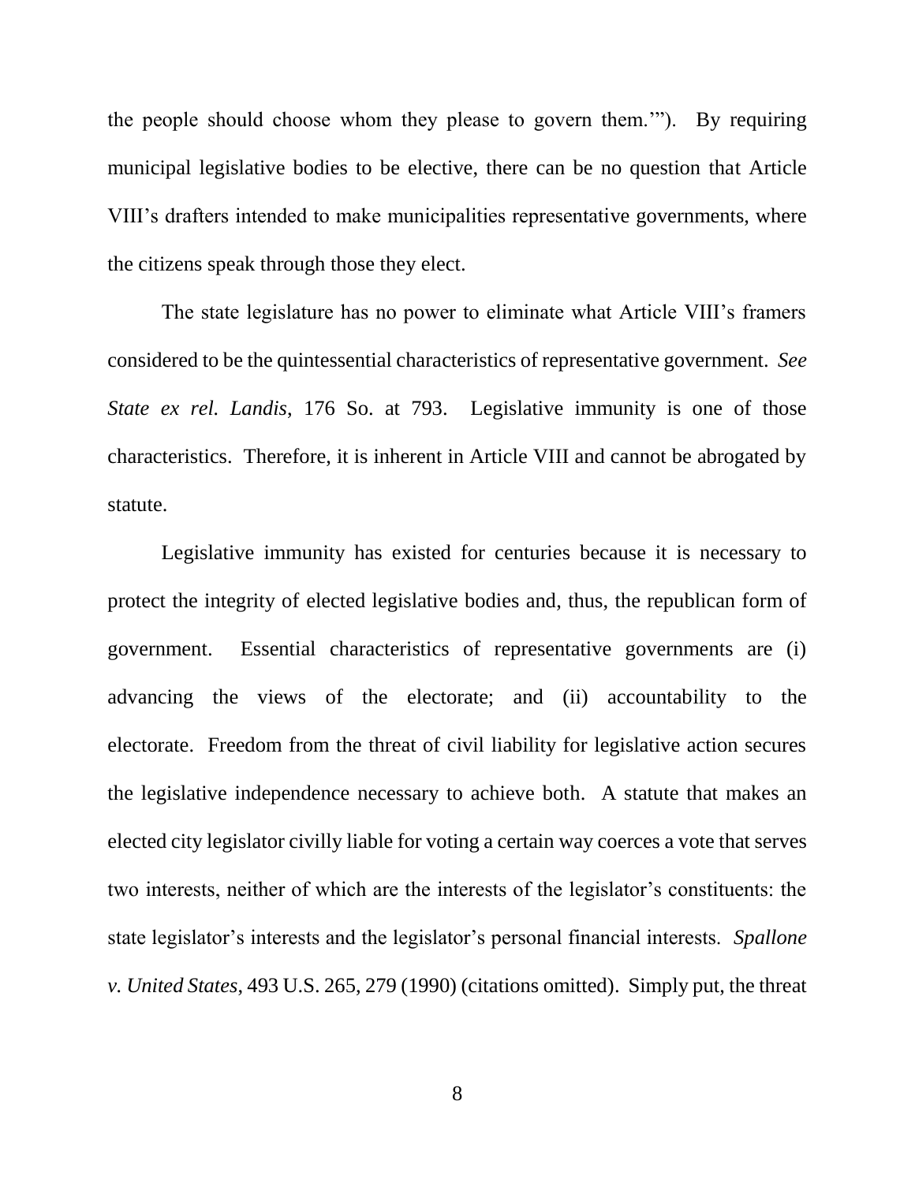the people should choose whom they please to govern them.'"). By requiring municipal legislative bodies to be elective, there can be no question that Article VIII's drafters intended to make municipalities representative governments, where the citizens speak through those they elect.

The state legislature has no power to eliminate what Article VIII's framers considered to be the quintessential characteristics of representative government. *See State ex rel. Landis*, 176 So. at 793. Legislative immunity is one of those characteristics. Therefore, it is inherent in Article VIII and cannot be abrogated by statute.

Legislative immunity has existed for centuries because it is necessary to protect the integrity of elected legislative bodies and, thus, the republican form of government. Essential characteristics of representative governments are (i) advancing the views of the electorate; and (ii) accountability to the electorate. Freedom from the threat of civil liability for legislative action secures the legislative independence necessary to achieve both. A statute that makes an elected city legislator civilly liable for voting a certain way coerces a vote that serves two interests, neither of which are the interests of the legislator's constituents: the state legislator's interests and the legislator's personal financial interests. *Spallone v. United States*, 493 U.S. 265, 279 (1990) (citations omitted). Simply put, the threat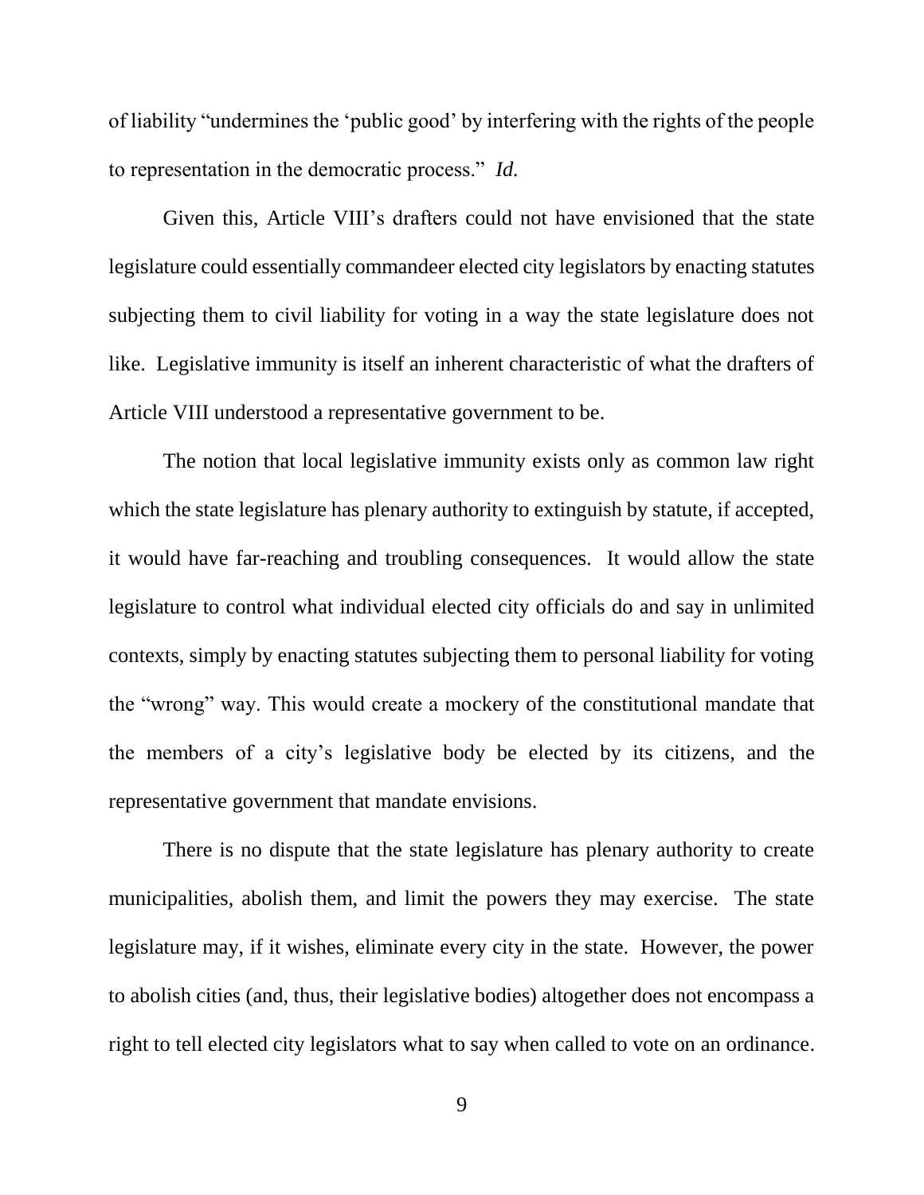of liability "undermines the 'public good' by interfering with the rights of the people to representation in the democratic process." *Id.*

Given this, Article VIII's drafters could not have envisioned that the state legislature could essentially commandeer elected city legislators by enacting statutes subjecting them to civil liability for voting in a way the state legislature does not like. Legislative immunity is itself an inherent characteristic of what the drafters of Article VIII understood a representative government to be.

The notion that local legislative immunity exists only as common law right which the state legislature has plenary authority to extinguish by statute, if accepted, it would have far-reaching and troubling consequences. It would allow the state legislature to control what individual elected city officials do and say in unlimited contexts, simply by enacting statutes subjecting them to personal liability for voting the "wrong" way. This would create a mockery of the constitutional mandate that the members of a city's legislative body be elected by its citizens, and the representative government that mandate envisions.

There is no dispute that the state legislature has plenary authority to create municipalities, abolish them, and limit the powers they may exercise. The state legislature may, if it wishes, eliminate every city in the state. However, the power to abolish cities (and, thus, their legislative bodies) altogether does not encompass a right to tell elected city legislators what to say when called to vote on an ordinance.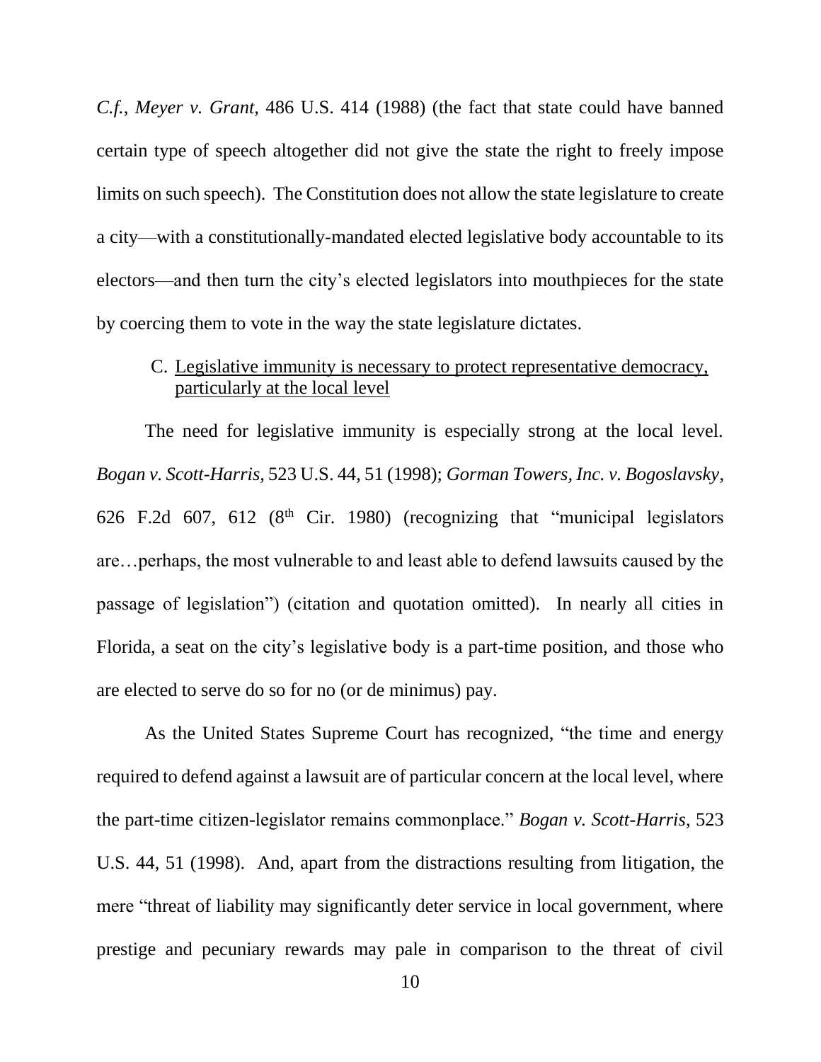*C.f.*, *Meyer v. Grant*, 486 U.S. 414 (1988) (the fact that state could have banned certain type of speech altogether did not give the state the right to freely impose limits on such speech). The Constitution does not allow the state legislature to create a city—with a constitutionally-mandated elected legislative body accountable to its electors—and then turn the city's elected legislators into mouthpieces for the state by coercing them to vote in the way the state legislature dictates.

### C. Legislative immunity is necessary to protect representative democracy, particularly at the local level

The need for legislative immunity is especially strong at the local level. *Bogan v. Scott-Harris*, 523 U.S. 44, 51 (1998); *Gorman Towers, Inc. v. Bogoslavsky*, 626 F.2d 607, 612 (8th Cir. 1980) (recognizing that "municipal legislators are…perhaps, the most vulnerable to and least able to defend lawsuits caused by the passage of legislation") (citation and quotation omitted). In nearly all cities in Florida, a seat on the city's legislative body is a part-time position, and those who are elected to serve do so for no (or de minimus) pay.

As the United States Supreme Court has recognized, "the time and energy required to defend against a lawsuit are of particular concern at the local level, where the part-time citizen-legislator remains commonplace." *Bogan v. Scott-Harris*, 523 U.S. 44, 51 (1998). And, apart from the distractions resulting from litigation, the mere "threat of liability may significantly deter service in local government, where prestige and pecuniary rewards may pale in comparison to the threat of civil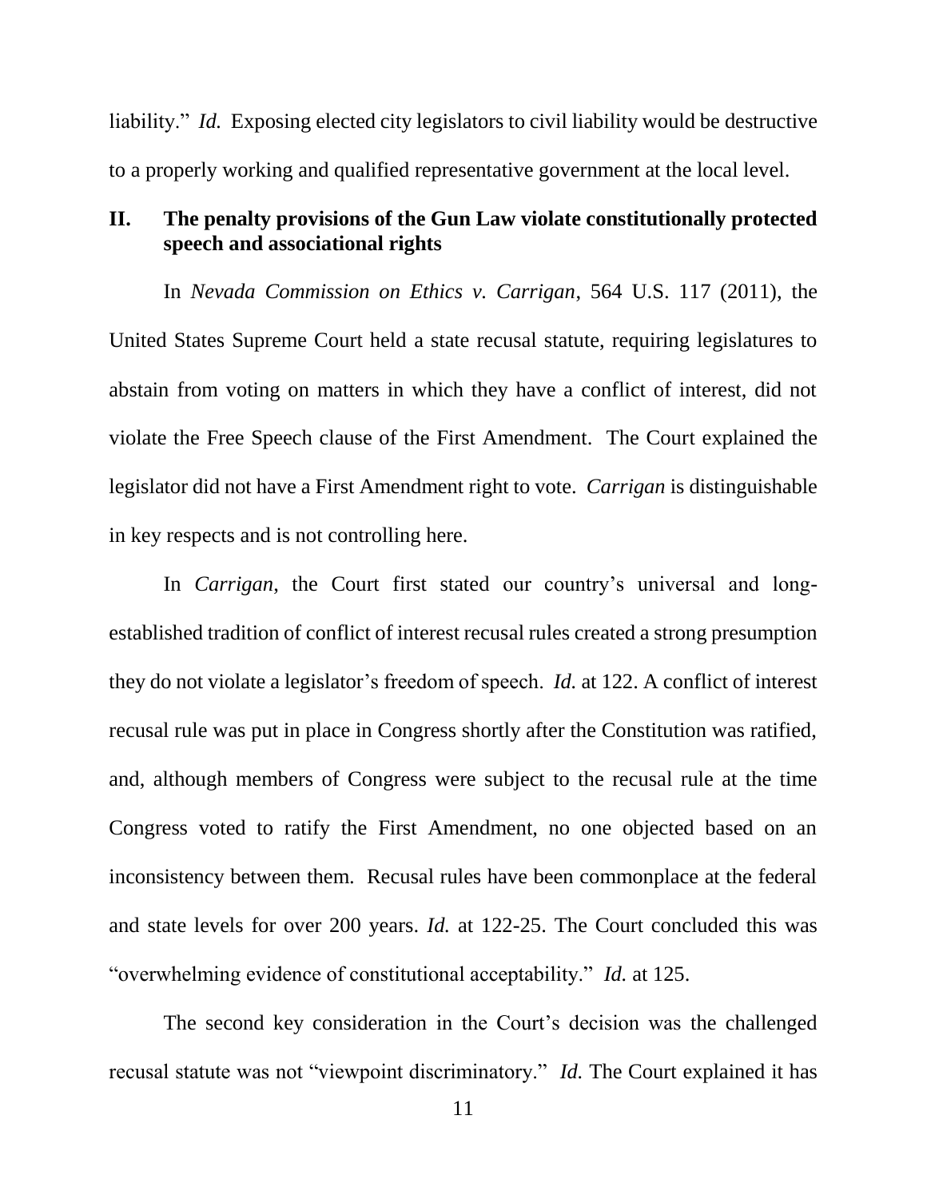liability." *Id.* Exposing elected city legislators to civil liability would be destructive to a properly working and qualified representative government at the local level.

## II. The penalty provisions of the Gun Law violate constitutionally protected speech and associational rights

In *Nevada Commission on Ethics v. Carrigan*, 564 U.S. 117 (2011), the United States Supreme Court held a state recusal statute, requiring legislatures to abstain from voting on matters in which they have a conflict of interest, did not violate the Free Speech clause of the First Amendment. The Court explained the legislator did not have a First Amendment right to vote. *Carrigan* is distinguishable in key respects and is not controlling here.

In *Carrigan*, the Court first stated our country's universal and long-established tradition of conflict of interest recusal rules created a strong presumption they do not violate a legislator's freedom of speech. *Id.* at 122. A conflict of interest recusal rule was put in place in Congress shortly after the Constitution was ratified, and, although members of Congress were subject to the recusal rule at the time Congress voted to ratify the First Amendment, no one objected based on an inconsistency between them. Recusal rules have been commonplace at the federal and state levels for over 200 years. *Id.* at 122-25. The Court concluded this was "overwhelming evidence of constitutional acceptability." *Id.* at 125.

The second key consideration in the Court's decision was the challenged recusal statute was not "viewpoint discriminatory." *Id.* The Court explained it has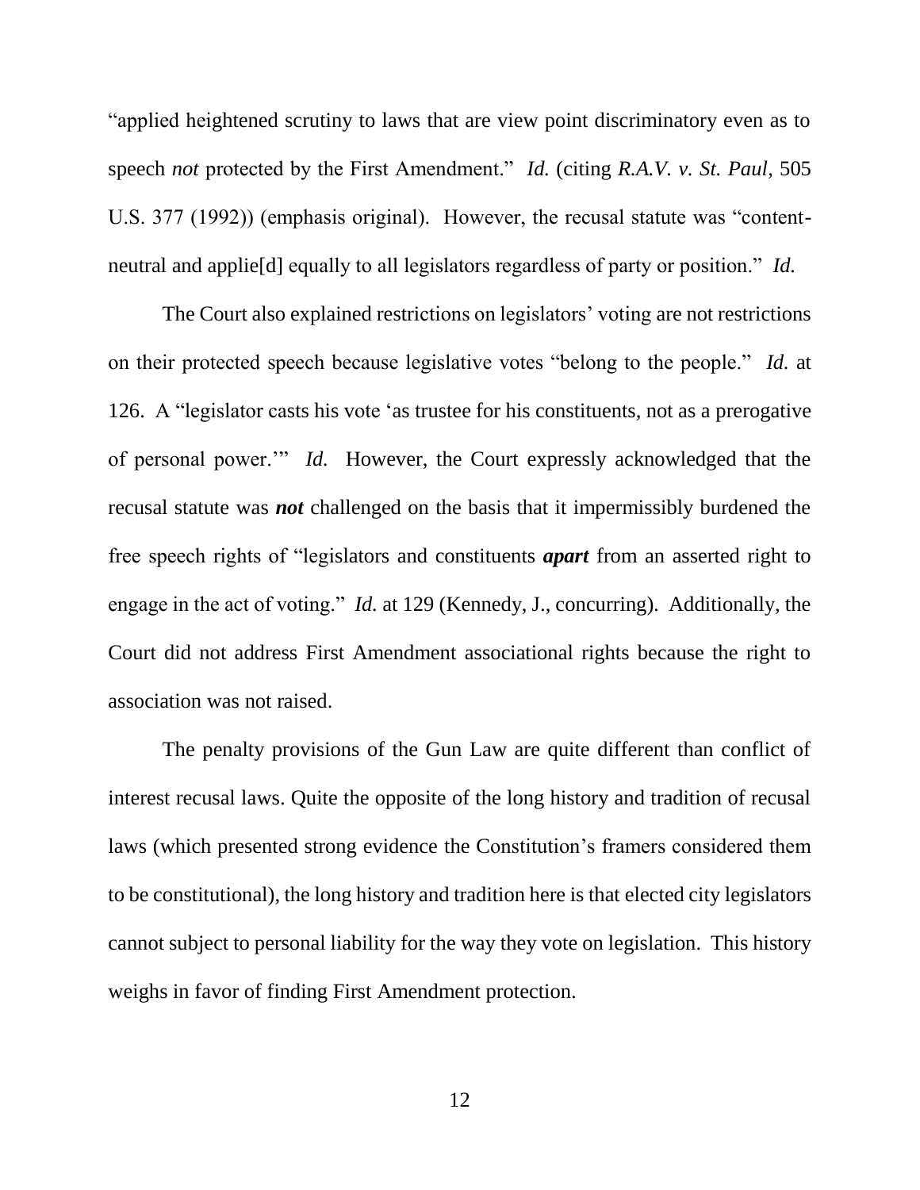"applied heightened scrutiny to laws that are view point discriminatory even as to speech *not* protected by the First Amendment." *Id.* (citing *R.A.V. v. St. Paul*, 505 U.S. 377 (1992)) (emphasis original). However, the recusal statute was "content-neutral and applie[d] equally to all legislators regardless of party or position." *Id.*

The Court also explained restrictions on legislators' voting are not restrictions on their protected speech because legislative votes "belong to the people." *Id.* at 126. A "legislator casts his vote 'as trustee for his constituents, not as a prerogative of personal power.'" *Id.* However, the Court expressly acknowledged that the recusal statute was ***not*** challenged on the basis that it impermissibly burdened the free speech rights of "legislators and constituents ***apart*** from an asserted right to engage in the act of voting." *Id.* at 129 (Kennedy, J., concurring). Additionally, the Court did not address First Amendment associational rights because the right to association was not raised.

The penalty provisions of the Gun Law are quite different than conflict of interest recusal laws. Quite the opposite of the long history and tradition of recusal laws (which presented strong evidence the Constitution's framers considered them to be constitutional), the long history and tradition here is that elected city legislators cannot subject to personal liability for the way they vote on legislation. This history weighs in favor of finding First Amendment protection.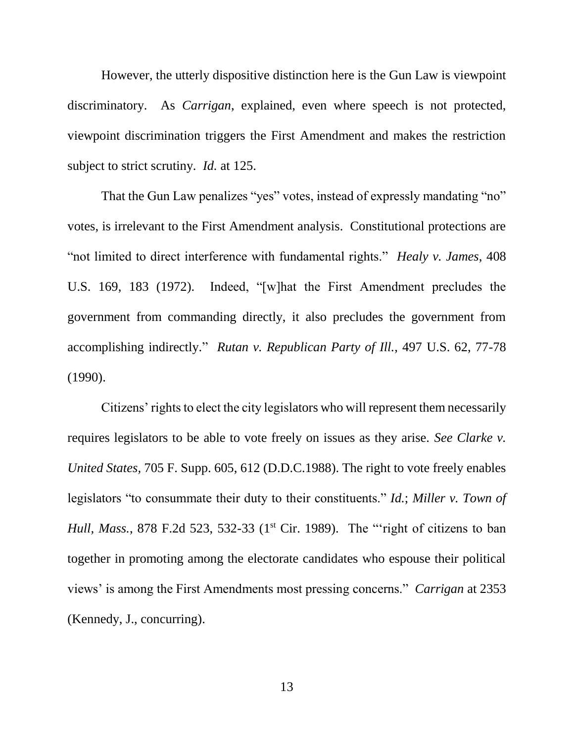However, the utterly dispositive distinction here is the Gun Law is viewpoint discriminatory. As *Carrigan*, explained, even where speech is not protected, viewpoint discrimination triggers the First Amendment and makes the restriction subject to strict scrutiny. *Id.* at 125.

That the Gun Law penalizes "yes" votes, instead of expressly mandating "no" votes, is irrelevant to the First Amendment analysis. Constitutional protections are "not limited to direct interference with fundamental rights." *Healy v. James*, 408 U.S. 169, 183 (1972). Indeed, "[w]hat the First Amendment precludes the government from commanding directly, it also precludes the government from accomplishing indirectly." *Rutan v. Republican Party of Ill.*, 497 U.S. 62, 77-78 (1990).

Citizens' rights to elect the city legislators who will represent them necessarily requires legislators to be able to vote freely on issues as they arise. *See Clarke v. United States,* 705 F. Supp. 605, 612 (D.D.C.1988). The right to vote freely enables legislators "to consummate their duty to their constituents." *Id.*; *Miller v. Town of Hull, Mass.*, 878 F.2d 523, 532-33 (1st Cir. 1989). The "'right of citizens to ban together in promoting among the electorate candidates who espouse their political views' is among the First Amendments most pressing concerns." *Carrigan* at 2353 (Kennedy, J., concurring).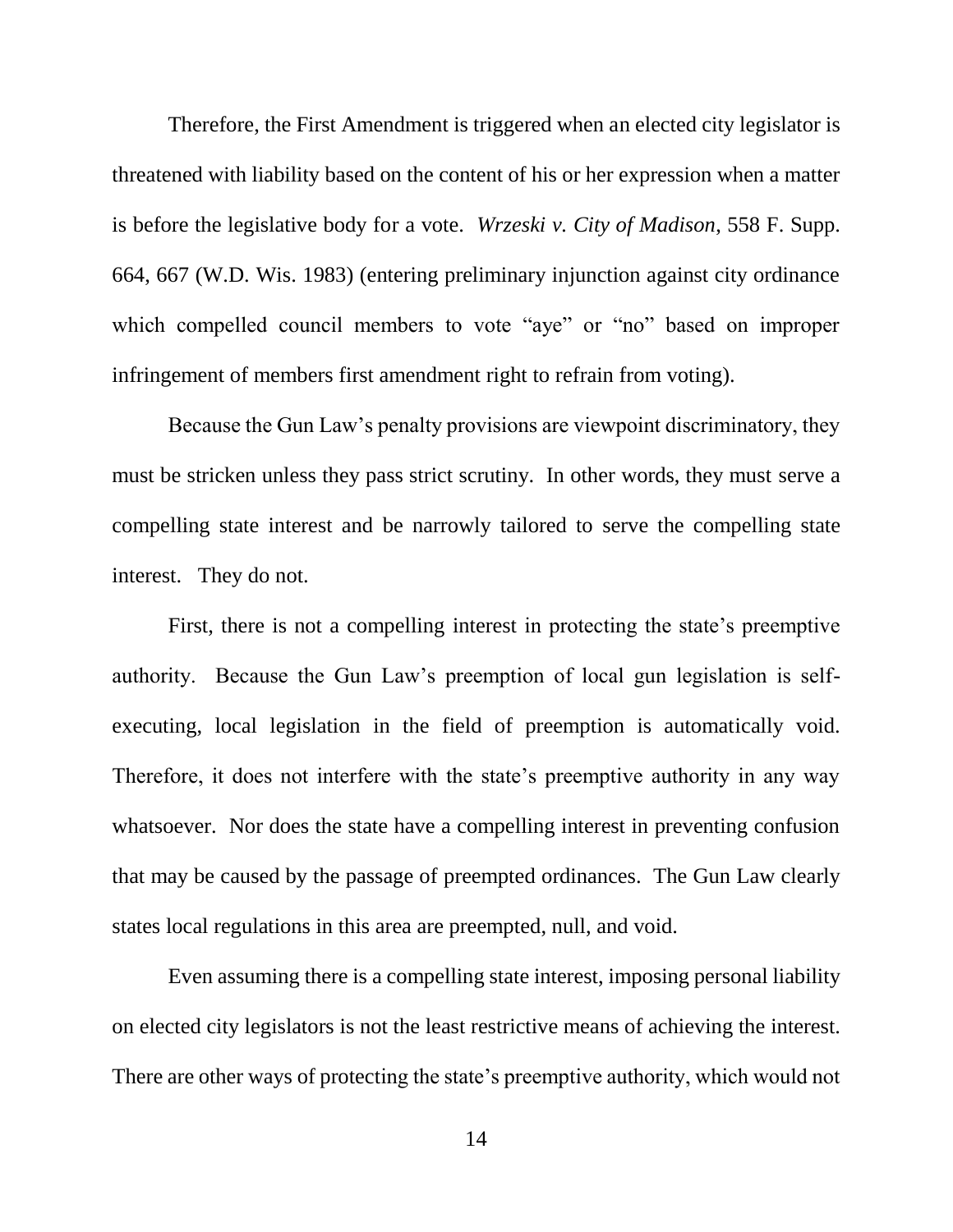Therefore, the First Amendment is triggered when an elected city legislator is threatened with liability based on the content of his or her expression when a matter is before the legislative body for a vote. *Wrzeski v. City of Madison*, 558 F. Supp. 664, 667 (W.D. Wis. 1983) (entering preliminary injunction against city ordinance which compelled council members to vote "aye" or "no" based on improper infringement of members first amendment right to refrain from voting).

Because the Gun Law's penalty provisions are viewpoint discriminatory, they must be stricken unless they pass strict scrutiny. In other words, they must serve a compelling state interest and be narrowly tailored to serve the compelling state interest. They do not.

First, there is not a compelling interest in protecting the state's preemptive authority. Because the Gun Law's preemption of local gun legislation is self-executing, local legislation in the field of preemption is automatically void. Therefore, it does not interfere with the state's preemptive authority in any way whatsoever. Nor does the state have a compelling interest in preventing confusion that may be caused by the passage of preempted ordinances. The Gun Law clearly states local regulations in this area are preempted, null, and void.

Even assuming there is a compelling state interest, imposing personal liability on elected city legislators is not the least restrictive means of achieving the interest. There are other ways of protecting the state's preemptive authority, which would not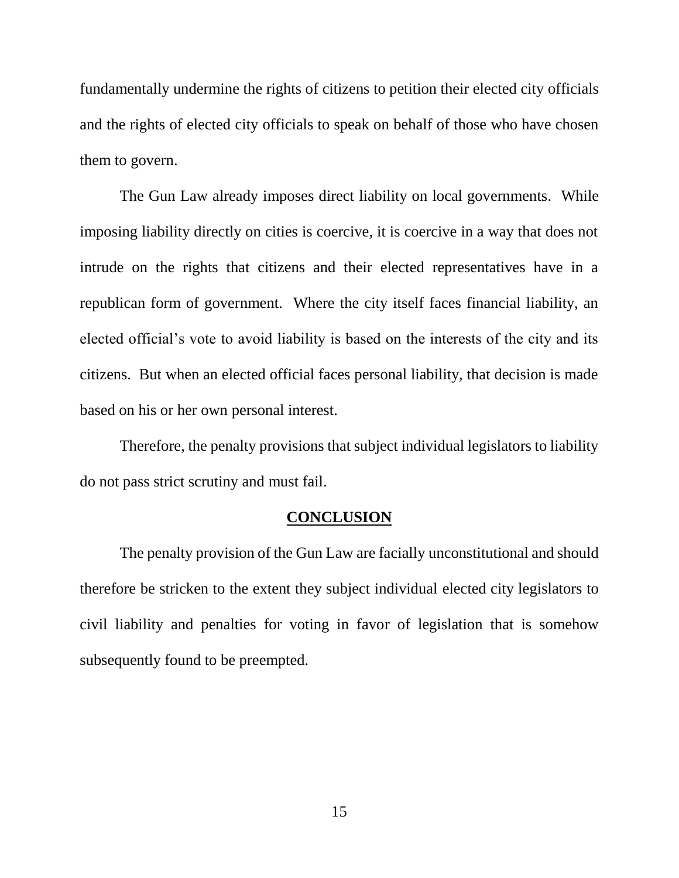fundamentally undermine the rights of citizens to petition their elected city officials and the rights of elected city officials to speak on behalf of those who have chosen them to govern.

The Gun Law already imposes direct liability on local governments. While imposing liability directly on cities is coercive, it is coercive in a way that does not intrude on the rights that citizens and their elected representatives have in a republican form of government. Where the city itself faces financial liability, an elected official's vote to avoid liability is based on the interests of the city and its citizens. But when an elected official faces personal liability, that decision is made based on his or her own personal interest.

Therefore, the penalty provisions that subject individual legislators to liability do not pass strict scrutiny and must fail.

## CONCLUSION

The penalty provision of the Gun Law are facially unconstitutional and should therefore be stricken to the extent they subject individual elected city legislators to civil liability and penalties for voting in favor of legislation that is somehow subsequently found to be preempted.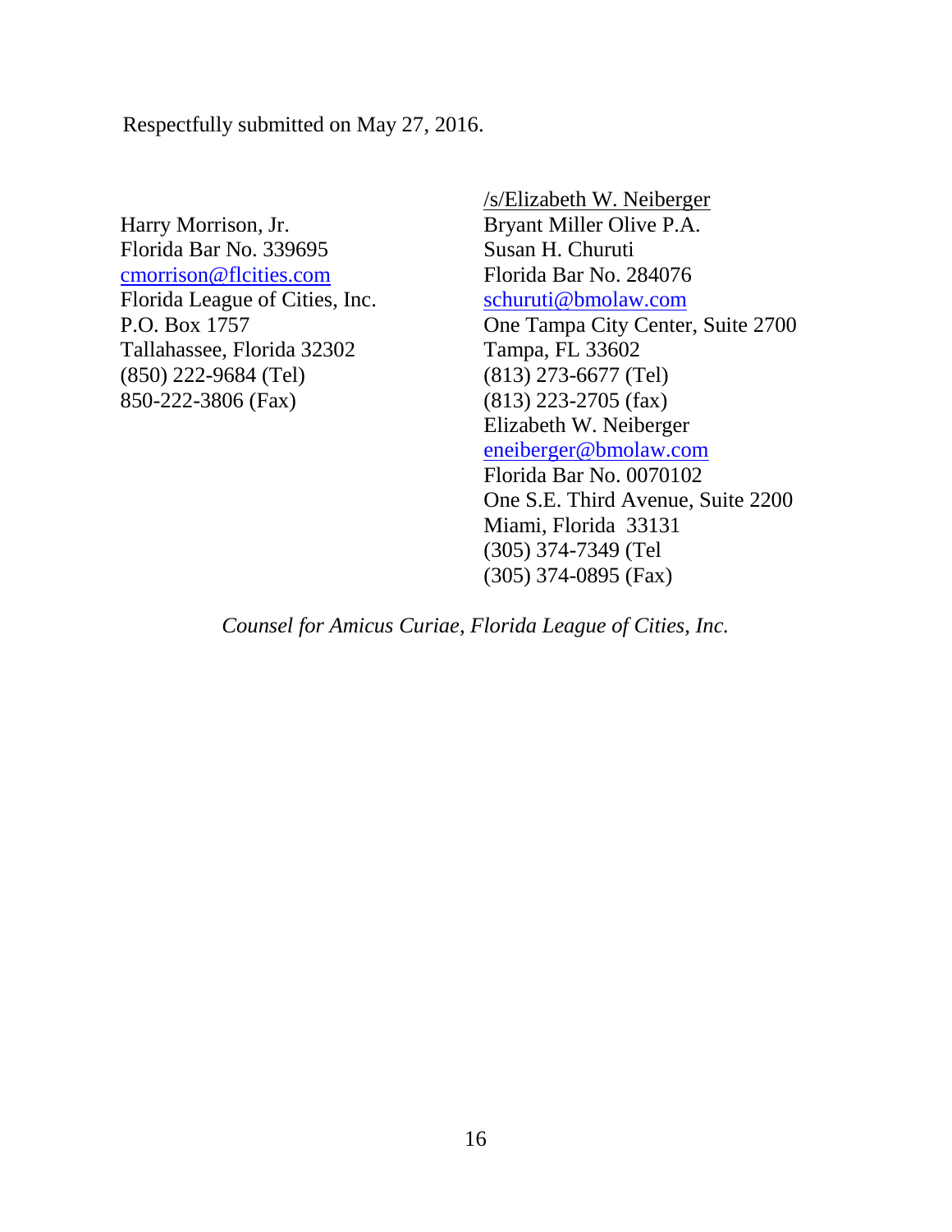Respectfully submitted on May 27, 2016.

Harry Morrison, Jr.
Florida Bar No. 339695
cmorrison@flcities.com
Florida League of Cities, Inc.
P.O. Box 1757
Tallahassee, Florida 32302
(850) 222-9684 (Tel)
850-222-3806 (Fax)

/s/Elizabeth W. Neiberger
Bryant Miller Olive P.A.
Susan H. Churuti
Florida Bar No. 284076
schuruti@bmolaw.com
One Tampa City Center, Suite 2700
Tampa, FL 33602
(813) 273-6677 (Tel)
(813) 223-2705 (fax)
Elizabeth W. Neiberger
eneiberger@bmolaw.com
Florida Bar No. 0070102
One S.E. Third Avenue, Suite 2200
Miami, Florida 33131
(305) 374-7349 (Tel
(305) 374-0895 (Fax)

*Counsel for Amicus Curiae, Florida League of Cities, Inc.*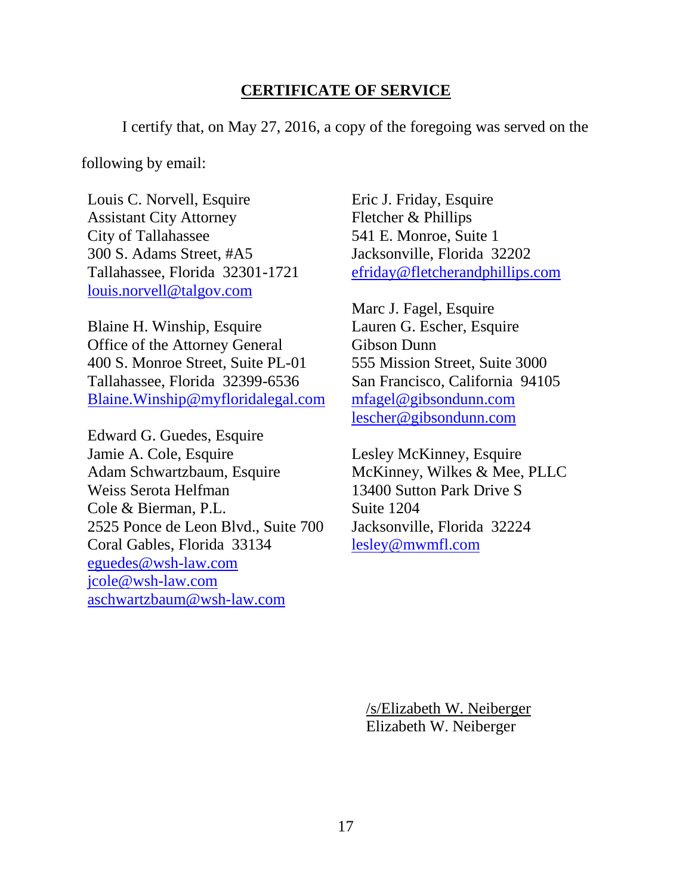## **CERTIFICATE OF SERVICE**

I certify that, on May 27, 2016, a copy of the foregoing was served on the following by email:

Louis C. Norvell, Esquire
Assistant City Attorney
City of Tallahassee
300 S. Adams Street, #A5
Tallahassee, Florida 32301-1721
louis.norvell@talgov.com

Blaine H. Winship, Esquire
Office of the Attorney General
400 S. Monroe Street, Suite PL-01
Tallahassee, Florida 32399-6536
Blaine.Winship@myfloridalegal.com

Edward G. Guedes, Esquire
Jamie A. Cole, Esquire
Adam Schwartzbaum, Esquire
Weiss Serota Helfman
Cole & Bierman, P.L.
2525 Ponce de Leon Blvd., Suite 700
Coral Gables, Florida 33134
eguedes@wsh-law.com
jcole@wsh-law.com
aschwartzbaum@wsh-law.com

Eric J. Friday, Esquire
Fletcher & Phillips
541 E. Monroe, Suite 1
Jacksonville, Florida 32202
efriday@fletcherandphillips.com

Marc J. Fagel, Esquire
Lauren G. Escher, Esquire
Gibson Dunn
555 Mission Street, Suite 3000
San Francisco, California 94105
mfagel@gibsondunn.com
lescher@gibsondunn.com

Lesley McKinney, Esquire
McKinney, Wilkes & Mee, PLLC
13400 Sutton Park Drive S
Suite 1204
Jacksonville, Florida 32224
lesley@mwmfl.com

/s/Elizabeth W. Neiberger
Elizabeth W. Neiberger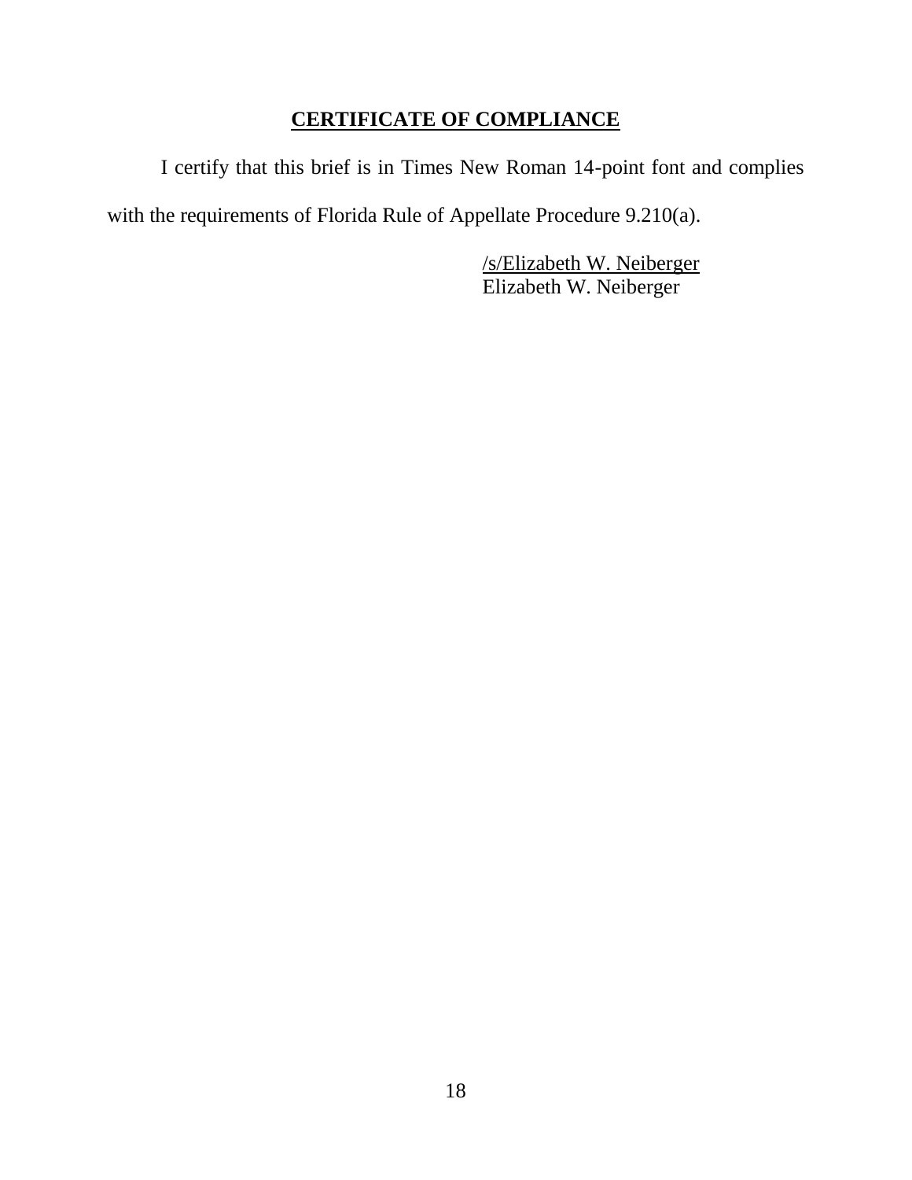## **CERTIFICATE OF COMPLIANCE**

I certify that this brief is in Times New Roman 14-point font and complies with the requirements of Florida Rule of Appellate Procedure 9.210(a).

/s/Elizabeth W. Neiberger
Elizabeth W. Neiberger